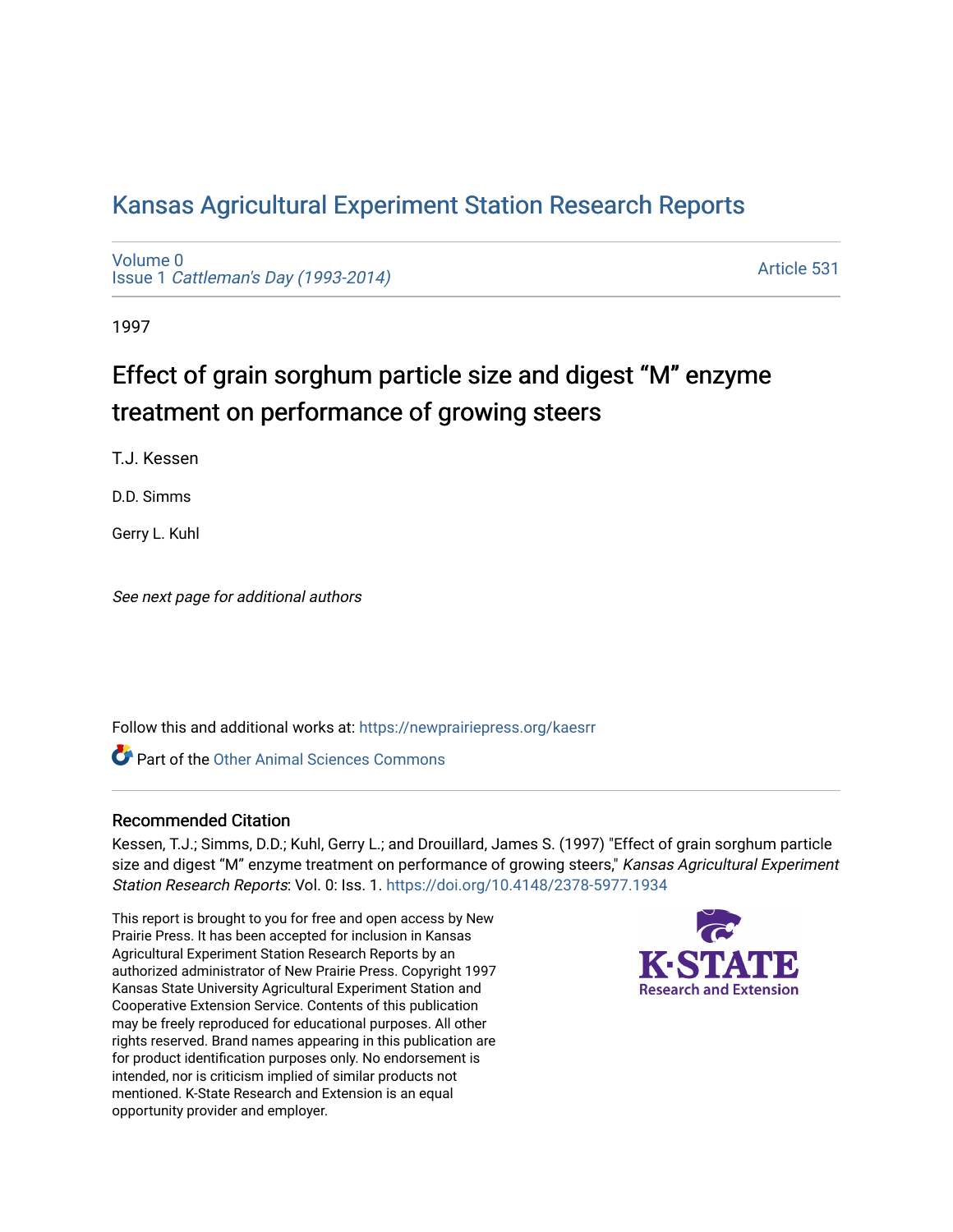# Kansas Agricultural Experiment Station Research Reports

Volume 0
Issue 1 *Cattleman's Day (1993-2014)*

Article 531

1997

## Effect of grain sorghum particle size and digest "M" enzyme treatment on performance of growing steers

T.J. Kessen

D.D. Simms

Gerry L. Kuhl

*See next page for additional authors*

Follow this and additional works at: https://newprairiepress.org/kaesrr

Part of the Other Animal Sciences Commons

### Recommended Citation

Kessen, T.J.; Simms, D.D.; Kuhl, Gerry L.; and Drouillard, James S. (1997) "Effect of grain sorghum particle size and digest "M" enzyme treatment on performance of growing steers," *Kansas Agricultural Experiment Station Research Reports*: Vol. 0: Iss. 1. https://doi.org/10.4148/2378-5977.1934

This report is brought to you for free and open access by New Prairie Press. It has been accepted for inclusion in Kansas Agricultural Experiment Station Research Reports by an authorized administrator of New Prairie Press. Copyright 1997 Kansas State University Agricultural Experiment Station and Cooperative Extension Service. Contents of this publication may be freely reproduced for educational purposes. All other rights reserved. Brand names appearing in this publication are for product identification purposes only. No endorsement is intended, nor is criticism implied of similar products not mentioned. K-State Research and Extension is an equal opportunity provider and employer.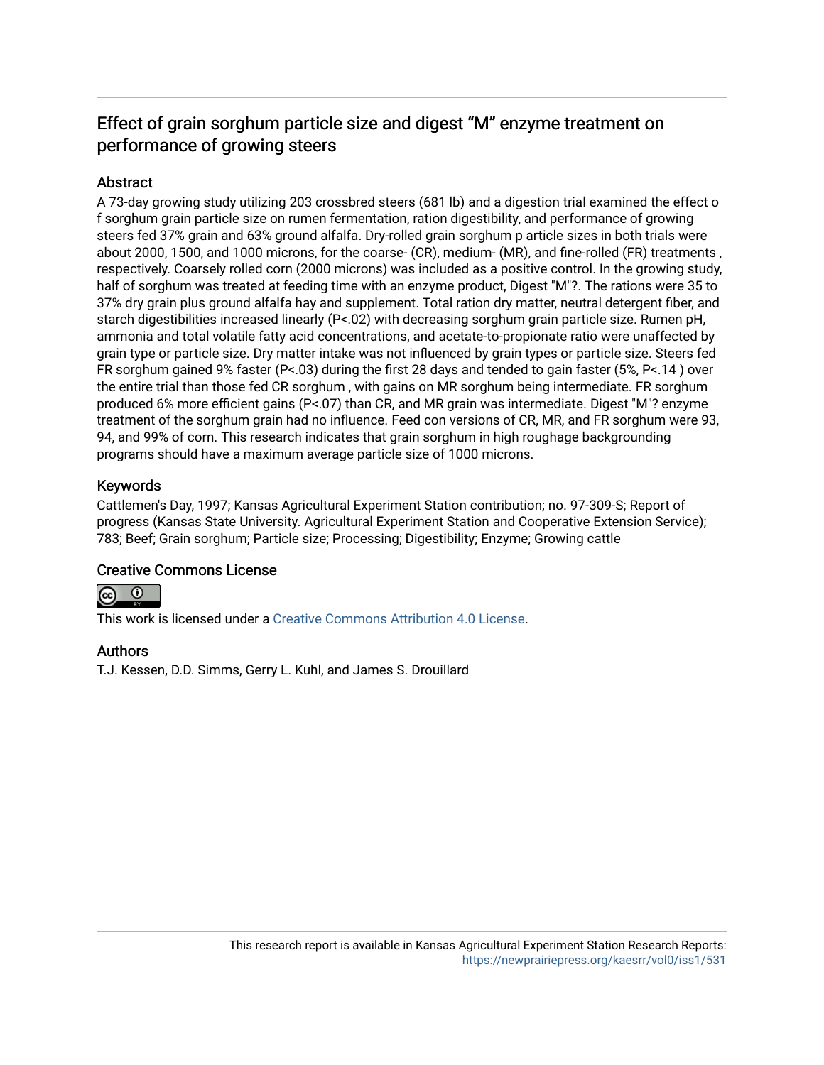# Effect of grain sorghum particle size and digest "M" enzyme treatment on performance of growing steers

## Abstract

A 73-day growing study utilizing 203 crossbred steers (681 lb) and a digestion trial examined the effect o f sorghum grain particle size on rumen fermentation, ration digestibility, and performance of growing steers fed 37% grain and 63% ground alfalfa. Dry-rolled grain sorghum p article sizes in both trials were about 2000, 1500, and 1000 microns, for the coarse- (CR), medium- (MR), and fine-rolled (FR) treatments , respectively. Coarsely rolled corn (2000 microns) was included as a positive control. In the growing study, half of sorghum was treated at feeding time with an enzyme product, Digest "M"?. The rations were 35 to 37% dry grain plus ground alfalfa hay and supplement. Total ration dry matter, neutral detergent fiber, and starch digestibilities increased linearly (P<.02) with decreasing sorghum grain particle size. Rumen pH, ammonia and total volatile fatty acid concentrations, and acetate-to-propionate ratio were unaffected by grain type or particle size. Dry matter intake was not influenced by grain types or particle size. Steers fed FR sorghum gained 9% faster (P<.03) during the first 28 days and tended to gain faster (5%, P<.14 ) over the entire trial than those fed CR sorghum , with gains on MR sorghum being intermediate. FR sorghum produced 6% more efficient gains (P<.07) than CR, and MR grain was intermediate. Digest "M"? enzyme treatment of the sorghum grain had no influence. Feed con versions of CR, MR, and FR sorghum were 93, 94, and 99% of corn. This research indicates that grain sorghum in high roughage backgrounding programs should have a maximum average particle size of 1000 microns.

## Keywords

Cattlemen's Day, 1997; Kansas Agricultural Experiment Station contribution; no. 97-309-S; Report of progress (Kansas State University. Agricultural Experiment Station and Cooperative Extension Service); 783; Beef; Grain sorghum; Particle size; Processing; Digestibility; Enzyme; Growing cattle

## Creative Commons License

This work is licensed under a Creative Commons Attribution 4.0 License.

## Authors

T.J. Kessen, D.D. Simms, Gerry L. Kuhl, and James S. Drouillard

This research report is available in Kansas Agricultural Experiment Station Research Reports: https://newprairiepress.org/kaesrr/vol0/iss1/531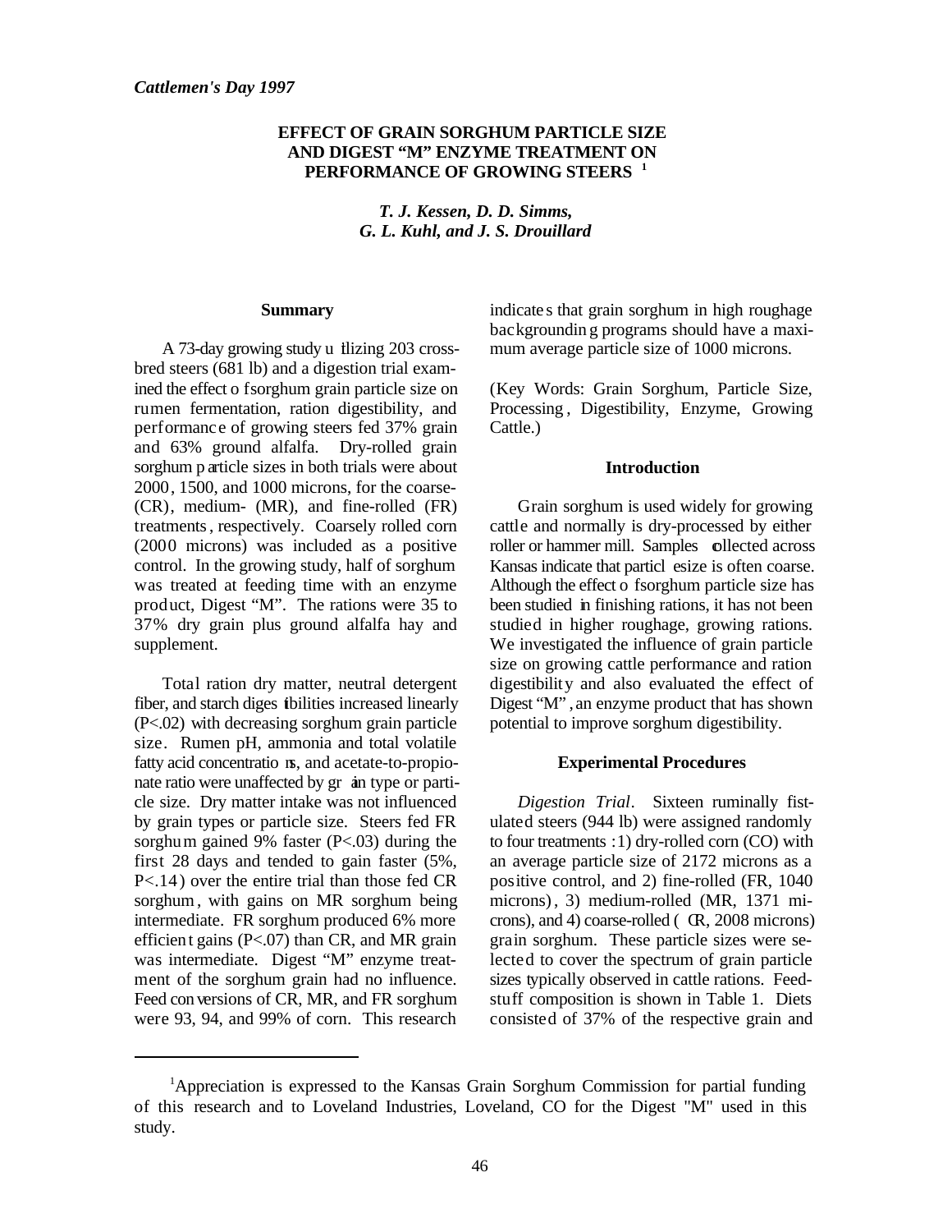*Cattlemen's Day 1997*

# EFFECT OF GRAIN SORGHUM PARTICLE SIZE AND DIGEST "M" ENZYME TREATMENT ON PERFORMANCE OF GROWING STEERS [1]

***T. J. Kessen, D. D. Simms, G. L. Kuhl, and J. S. Drouillard***

## Summary

A 73-day growing study utilizing 203 crossbred steers (681 lb) and a digestion trial examined the effect of sorghum grain particle size on rumen fermentation, ration digestibility, and performance of growing steers fed 37% grain and 63% ground alfalfa. Dry-rolled grain sorghum particle sizes in both trials were about 2000, 1500, and 1000 microns, for the coarse- (CR), medium- (MR), and fine-rolled (FR) treatments, respectively. Coarsely rolled corn (2000 microns) was included as a positive control. In the growing study, half of sorghum was treated at feeding time with an enzyme product, Digest "M". The rations were 35 to 37% dry grain plus ground alfalfa hay and supplement.

Total ration dry matter, neutral detergent fiber, and starch digestibilities increased linearly ($P<.02$) with decreasing sorghum grain particle size. Rumen pH, ammonia and total volatile fatty acid concentrations, and acetate-to-propionate ratio were unaffected by grain type or particle size. Dry matter intake was not influenced by grain types or particle size. Steers fed FR sorghum gained 9% faster ($P<.03$) during the first 28 days and tended to gain faster (5%, $P<.14$) over the entire trial than those fed CR sorghum, with gains on MR sorghum being intermediate. FR sorghum produced 6% more efficient gains ($P<.07$) than CR, and MR grain was intermediate. Digest "M" enzyme treatment of the sorghum grain had no influence. Feed conversions of CR, MR, and FR sorghum were 93, 94, and 99% of corn. This research indicates that grain sorghum in high roughage backgrounding programs should have a maximum average particle size of 1000 microns.

(Key Words: Grain Sorghum, Particle Size, Processing, Digestibility, Enzyme, Growing Cattle.)

## Introduction

Grain sorghum is used widely for growing cattle and normally is dry-processed by either roller or hammer mill. Samples collected across Kansas indicate that particle size is often coarse. Although the effect of sorghum particle size has been studied in finishing rations, it has not been studied in higher roughage, growing rations. We investigated the influence of grain particle size on growing cattle performance and ration digestibility and also evaluated the effect of Digest "M", an enzyme product that has shown potential to improve sorghum digestibility.

## Experimental Procedures

*Digestion Trial*. Sixteen ruminally fistulated steers (944 lb) were assigned randomly to four treatments: 1) dry-rolled corn (CO) with an average particle size of 2172 microns as a positive control, and 2) fine-rolled (FR, 1040 microns), 3) medium-rolled (MR, 1371 microns), and 4) coarse-rolled (CR, 2008 microns) grain sorghum. These particle sizes were selected to cover the spectrum of grain particle sizes typically observed in cattle rations. Feedstuff composition is shown in Table 1. Diets consisted of 37% of the respective grain and

[1] Appreciation is expressed to the Kansas Grain Sorghum Commission for partial funding of this research and to Loveland Industries, Loveland, CO for the Digest "M" used in this study.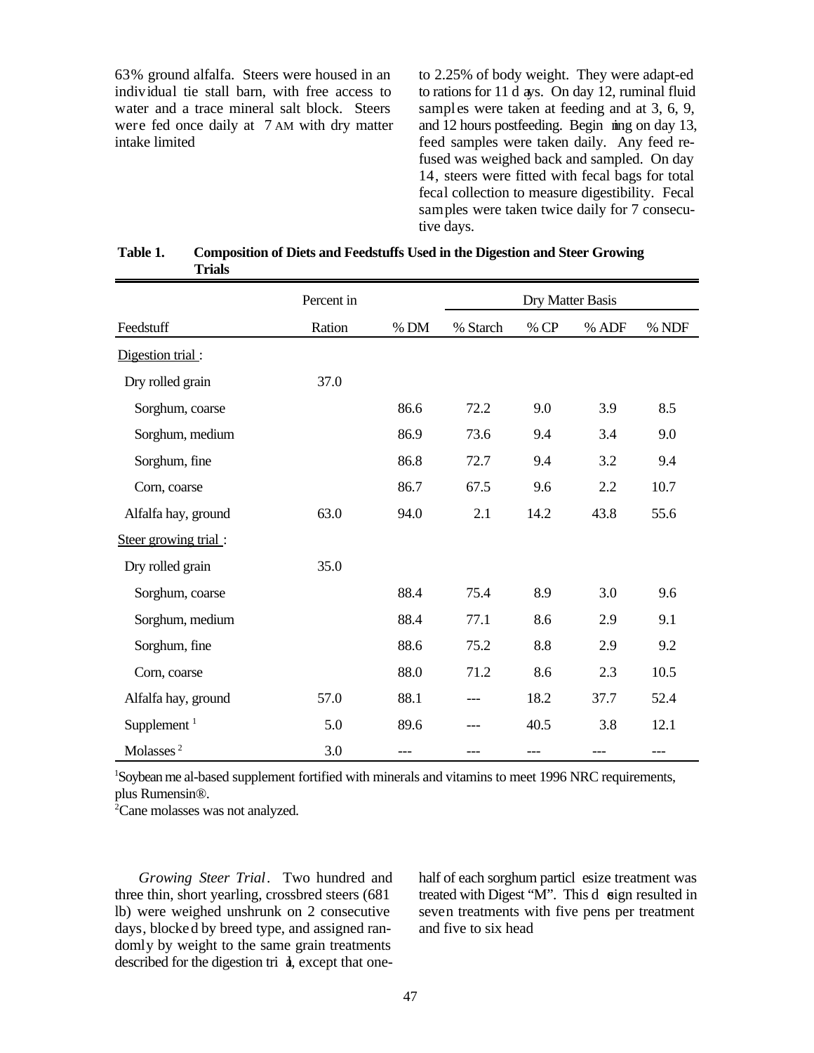63% ground alfalfa. Steers were housed in an individual tie stall barn, with free access to water and a trace mineral salt block. Steers were fed once daily at 7 AM with dry matter intake limited to 2.25% of body weight. They were adapt-ed to rations for 11 days. On day 12, ruminal fluid samples were taken at feeding and at 3, 6, 9, and 12 hours postfeeding. Beginning on day 13, feed samples were taken daily. Any feed refused was weighed back and sampled. On day 14, steers were fitted with fecal bags for total fecal collection to measure digestibility. Fecal samples were taken twice daily for 7 consecutive days.

**Table 1. Composition of Diets and Feedstuffs Used in the Digestion and Steer Growing Trials**

| | Percent in | | Dry Matter Basis | | | |
|---|---|---|---|---|---|---|
| Feedstuff | Ration | % DM | % Starch | % CP | % ADF | % NDF |
| Digestion trial : | | | | | | |
| Dry rolled grain | 37.0 | | | | | |
| Sorghum, coarse | | 86.6 | 72.2 | 9.0 | 3.9 | 8.5 |
| Sorghum, medium | | 86.9 | 73.6 | 9.4 | 3.4 | 9.0 |
| Sorghum, fine | | 86.8 | 72.7 | 9.4 | 3.2 | 9.4 |
| Corn, coarse | | 86.7 | 67.5 | 9.6 | 2.2 | 10.7 |
| Alfalfa hay, ground | 63.0 | 94.0 | 2.1 | 14.2 | 43.8 | 55.6 |
| Steer growing trial : | | | | | | |
| Dry rolled grain | 35.0 | | | | | |
| Sorghum, coarse | | 88.4 | 75.4 | 8.9 | 3.0 | 9.6 |
| Sorghum, medium | | 88.4 | 77.1 | 8.6 | 2.9 | 9.1 |
| Sorghum, fine | | 88.6 | 75.2 | 8.8 | 2.9 | 9.2 |
| Corn, coarse | | 88.0 | 71.2 | 8.6 | 2.3 | 10.5 |
| Alfalfa hay, ground | 57.0 | 88.1 | --- | 18.2 | 37.7 | 52.4 |
| Supplement [1] | 5.0 | 89.6 | --- | 40.5 | 3.8 | 12.1 |
| Molasses [2] | 3.0 | --- | --- | --- | --- | --- |

[1]Soybean meal-based supplement fortified with minerals and vitamins to meet 1996 NRC requirements, plus Rumensin®.

[2]Cane molasses was not analyzed.

*Growing Steer Trial*. Two hundred and three thin, short yearling, crossbred steers (681 lb) were weighed unshrunk on 2 consecutive days, blocked by breed type, and assigned randomly by weight to the same grain treatments described for the digestion trial, except that one-half of each sorghum particle size treatment was treated with Digest "M". This design resulted in seven treatments with five pens per treatment and five to six head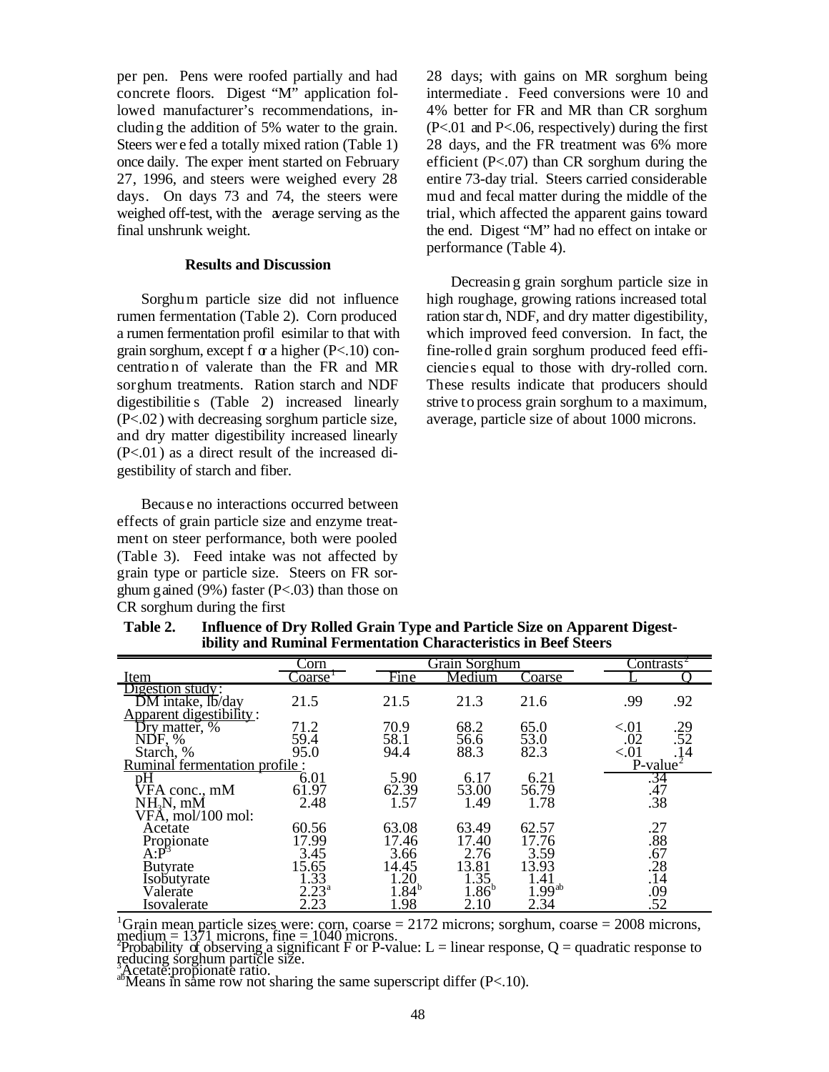per pen. Pens were roofed partially and had concrete floors. Digest "M" application followed manufacturer's recommendations, including the addition of 5% water to the grain. Steers were fed a totally mixed ration (Table 1) once daily. The experiment started on February 27, 1996, and steers were weighed every 28 days. On days 73 and 74, the steers were weighed off-test, with the average serving as the final unshrunk weight.

### Results and Discussion

Sorghum particle size did not influence rumen fermentation (Table 2). Corn produced a rumen fermentation profile similar to that with grain sorghum, except for a higher (P<.10) concentration of valerate than the FR and MR sorghum treatments. Ration starch and NDF digestibilities (Table 2) increased linearly (P<.02) with decreasing sorghum particle size, and dry matter digestibility increased linearly (P<.01) as a direct result of the increased digestibility of starch and fiber.

Because no interactions occurred between effects of grain particle size and enzyme treatment on steer performance, both were pooled (Table 3). Feed intake was not affected by grain type or particle size. Steers on FR sorghum gained (9%) faster (P<.03) than those on CR sorghum during the first 28 days; with gains on MR sorghum being intermediate. Feed conversions were 10 and 4% better for FR and MR than CR sorghum (P<.01 and P<.06, respectively) during the first 28 days, and the FR treatment was 6% more efficient (P<.07) than CR sorghum during the entire 73-day trial. Steers carried considerable mud and fecal matter during the middle of the trial, which affected the apparent gains toward the end. Digest "M" had no effect on intake or performance (Table 4).

Decreasing grain sorghum particle size in high roughage, growing rations increased total ration starch, NDF, and dry matter digestibility, which improved feed conversion. In fact, the fine-rolled grain sorghum produced feed efficiencies equal to those with dry-rolled corn. These results indicate that producers should strive to process grain sorghum to a maximum, average, particle size of about 1000 microns.

**Table 2. Influence of Dry Rolled Grain Type and Particle Size on Apparent Digestibility and Ruminal Fermentation Characteristics in Beef Steers**

| | Corn | Grain Sorghum | | | Contrasts[2] | |
|---|---|---|---|---|---|---|
| Item | Coarse[1] | Fine | Medium | Coarse | L | Q |
| Digestion study: | | | | | | |
| DM intake, lb/day | 21.5 | 21.5 | 21.3 | 21.6 | .99 | .92 |
| Apparent digestibility: | | | | | | |
| Dry matter, % | 71.2 | 70.9 | 68.2 | 65.0 | <.01 | .29 |
| NDF, % | 59.4 | 58.1 | 56.6 | 53.0 | .02 | .52 |
| Starch, % | 95.0 | 94.4 | 88.3 | 82.3 | <.01 | .14 |
| Ruminal fermentation profile: | | | | | P-value[2] | |
| pH | 6.01 | 5.90 | 6.17 | 6.21 | .34 | |
| VFA conc., mM | 61.97 | 62.39 | 53.00 | 56.79 | .47 | |
| $NH_3N$, mM | 2.48 | 1.57 | 1.49 | 1.78 | .38 | |
| VFA, mol/100 mol: | | | | | | |
| Acetate | 60.56 | 63.08 | 63.49 | 62.57 | .27 | |
| Propionate | 17.99 | 17.46 | 17.40 | 17.76 | .88 | |
| A:P[3] | 3.45 | 3.66 | 2.76 | 3.59 | .67 | |
| Butyrate | 15.65 | 14.45 | 13.81 | 13.93 | .28 | |
| Isobutyrate | 1.33 | 1.20 | 1.35 | 1.41 | .14 | |
| Valerate | 2.23[a] | 1.84[b] | 1.86[b] | 1.99[ab] | .09 | |
| Isovalerate | 2.23 | 1.98 | 2.10 | 2.34 | .52 | |

[1]Grain mean particle sizes were: corn, coarse = 2172 microns; sorghum, coarse = 2008 microns, medium = 1371 microns, fine = 1040 microns.
[2]Probability of observing a significant F or P-value: L = linear response, Q = quadratic response to reducing sorghum particle size.
[3]Acetate:propionate ratio.
[ab]Means in same row not sharing the same superscript differ (P<.10).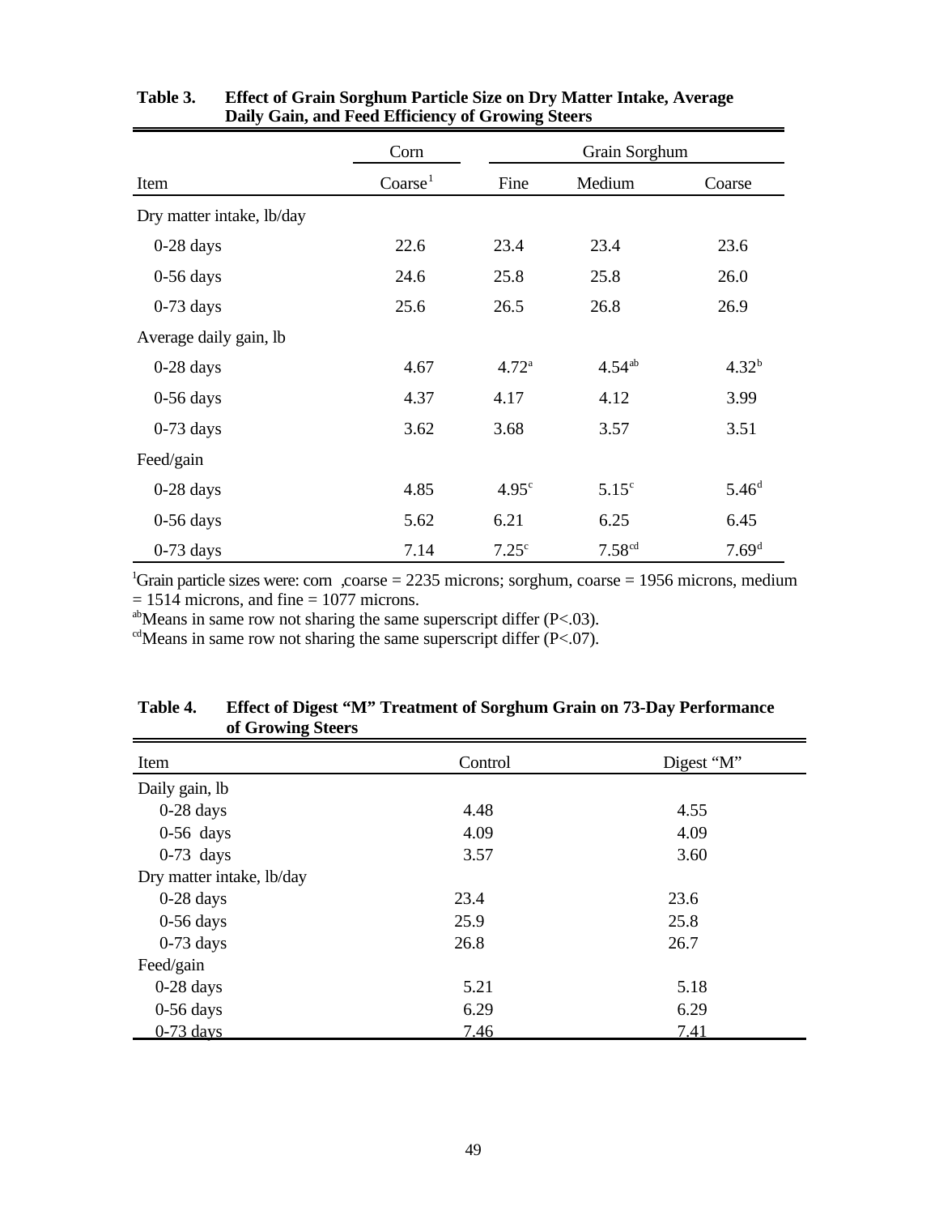**Table 3. Effect of Grain Sorghum Particle Size on Dry Matter Intake, Average Daily Gain, and Feed Efficiency of Growing Steers**

| | Corn | Grain Sorghum | | |
|---|---|---|---|---|
| Item | Coarse[1] | Fine | Medium | Coarse |
| Dry matter intake, lb/day | | | | |
| 0-28 days | 22.6 | 23.4 | 23.4 | 23.6 |
| 0-56 days | 24.6 | 25.8 | 25.8 | 26.0 |
| 0-73 days | 25.6 | 26.5 | 26.8 | 26.9 |
| Average daily gain, lb | | | | |
| 0-28 days | 4.67 | 4.72[a] | 4.54[ab] | 4.32[b] |
| 0-56 days | 4.37 | 4.17 | 4.12 | 3.99 |
| 0-73 days | 3.62 | 3.68 | 3.57 | 3.51 |
| Feed/gain | | | | |
| 0-28 days | 4.85 | 4.95[c] | 5.15[c] | 5.46[d] |
| 0-56 days | 5.62 | 6.21 | 6.25 | 6.45 |
| 0-73 days | 7.14 | 7.25[c] | 7.58[cd] | 7.69[d] |

[1]Grain particle sizes were: corn ,coarse = 2235 microns; sorghum, coarse = 1956 microns, medium = 1514 microns, and fine = 1077 microns.
[ab]Means in same row not sharing the same superscript differ (P<.03).
[cd]Means in same row not sharing the same superscript differ (P<.07).

**Table 4. Effect of Digest "M" Treatment of Sorghum Grain on 73-Day Performance of Growing Steers**

| Item | Control | Digest "M" |
|---|---|---|
| Daily gain, lb | | |
| 0-28 days | 4.48 | 4.55 |
| 0-56 days | 4.09 | 4.09 |
| 0-73 days | 3.57 | 3.60 |
| Dry matter intake, lb/day | | |
| 0-28 days | 23.4 | 23.6 |
| 0-56 days | 25.9 | 25.8 |
| 0-73 days | 26.8 | 26.7 |
| Feed/gain | | |
| 0-28 days | 5.21 | 5.18 |
| 0-56 days | 6.29 | 6.29 |
| 0-73 days | 7.46 | 7.41 |